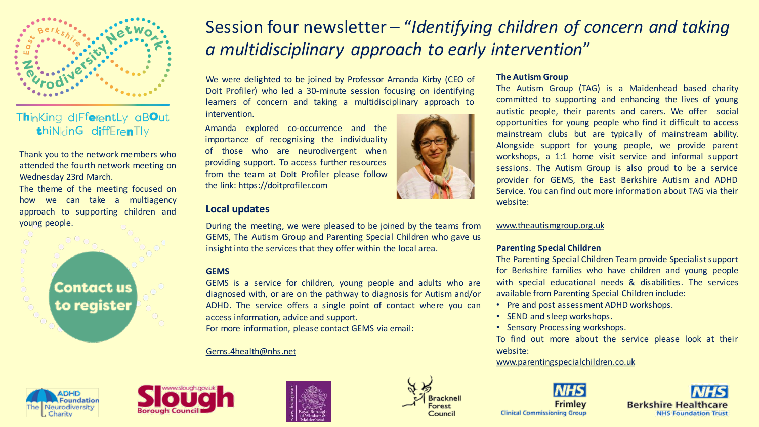# Session four newsletter – "*Identifying children of concern and taking a multidisciplinary approach to early intervention*"

East Berkshire Neurodiversity Network

Thinking differently about thinking differently

Thank you to the network members who attended the fourth network meeting on Wednesday 23rd March.

The theme of the meeting focused on how we can take a multiagency approach to supporting children and young people.

Contact us to register

We were delighted to be joined by Professor Amanda Kirby (CEO of DoIt Profiler) who led a 30-minute session focusing on identifying learners of concern and taking a multidisciplinary approach to intervention.

Amanda explored co-occurrence and the importance of recognising the individuality of those who are neurodivergent when providing support. To access further resources from the team at DoIt Profiler please follow the link: https://doitprofiler.com

## Local updates

During the meeting, we were pleased to be joined by the teams from GEMS, The Autism Group and Parenting Special Children who gave us insight into the services that they offer within the local area.

### GEMS

GEMS is a service for children, young people and adults who are diagnosed with, or are on the pathway to diagnosis for Autism and/or ADHD. The service offers a single point of contact where you can access information, advice and support.

For more information, please contact GEMS via email:

Gems.4health@nhs.net

### The Autism Group

The Autism Group (TAG) is a Maidenhead based charity committed to supporting and enhancing the lives of young autistic people, their parents and carers. We offer social opportunities for young people who find it difficult to access mainstream clubs but are typically of mainstream ability. Alongside support for young people, we provide parent workshops, a 1:1 home visit service and informal support sessions. The Autism Group is also proud to be a service provider for GEMS, the East Berkshire Autism and ADHD Service. You can find out more information about TAG via their website:

www.theautismgroup.org.uk

### Parenting Special Children

The Parenting Special Children Team provide Specialist support for Berkshire families who have children and young people with special educational needs & disabilities. The services available from Parenting Special Children include:

- Pre and post assessment ADHD workshops.
- SEND and sleep workshops.
- Sensory Processing workshops.

To find out more about the service please look at their website:

www.parentingspecialchildren.co.uk

ADHD Foundation The Neurodiversity Charity | Slough Borough Council | Royal Borough of Windsor & Maidenhead | Bracknell Forest Council | NHS Frimley Clinical Commissioning Group | NHS Berkshire Healthcare NHS Foundation Trust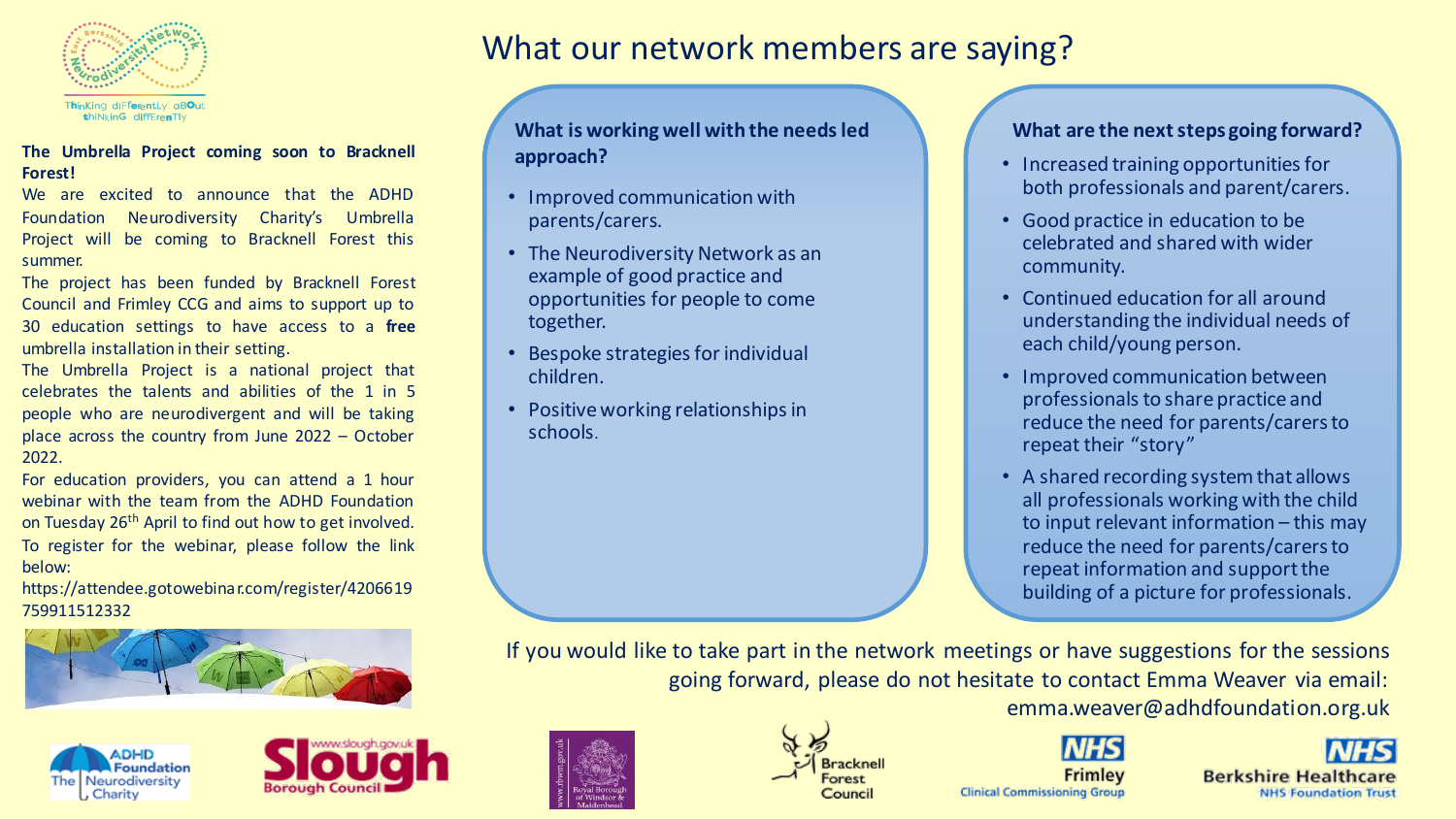East Berkshire Neurodiversity Network

Thinking differently about thinking differently

**The Umbrella Project coming soon to Bracknell Forest!**

We are excited to announce that the ADHD Foundation Neurodiversity Charity's Umbrella Project will be coming to Bracknell Forest this summer.

The project has been funded by Bracknell Forest Council and Frimley CCG and aims to support up to 30 education settings to have access to a **free** umbrella installation in their setting.

The Umbrella Project is a national project that celebrates the talents and abilities of the 1 in 5 people who are neurodivergent and will be taking place across the country from June 2022 – October 2022.

For education providers, you can attend a 1 hour webinar with the team from the ADHD Foundation on Tuesday 26th April to find out how to get involved. To register for the webinar, please follow the link below:

https://attendee.gotowebinar.com/register/4206619759911512332

# What our network members are saying?

**What is working well with the needs led approach?**

- Improved communication with parents/carers.
- The Neurodiversity Network as an example of good practice and opportunities for people to come together.
- Bespoke strategies for individual children.
- Positive working relationships in schools.

**What are the next steps going forward?**

- Increased training opportunities for both professionals and parent/carers.
- Good practice in education to be celebrated and shared with wider community.
- Continued education for all around understanding the individual needs of each child/young person.
- Improved communication between professionals to share practice and reduce the need for parents/carers to repeat their "story"
- A shared recording system that allows all professionals working with the child to input relevant information – this may reduce the need for parents/carers to repeat information and support the building of a picture for professionals.

If you would like to take part in the network meetings or have suggestions for the sessions going forward, please do not hesitate to contact Emma Weaver via email: emma.weaver@adhdfoundation.org.uk

ADHD Foundation The Neurodiversity Charity | Slough Borough Council www.slough.gov.uk | Royal Borough of Windsor & Maidenhead www.rbwm.gov.uk | Bracknell Forest Council | NHS Frimley Clinical Commissioning Group | NHS Berkshire Healthcare NHS Foundation Trust